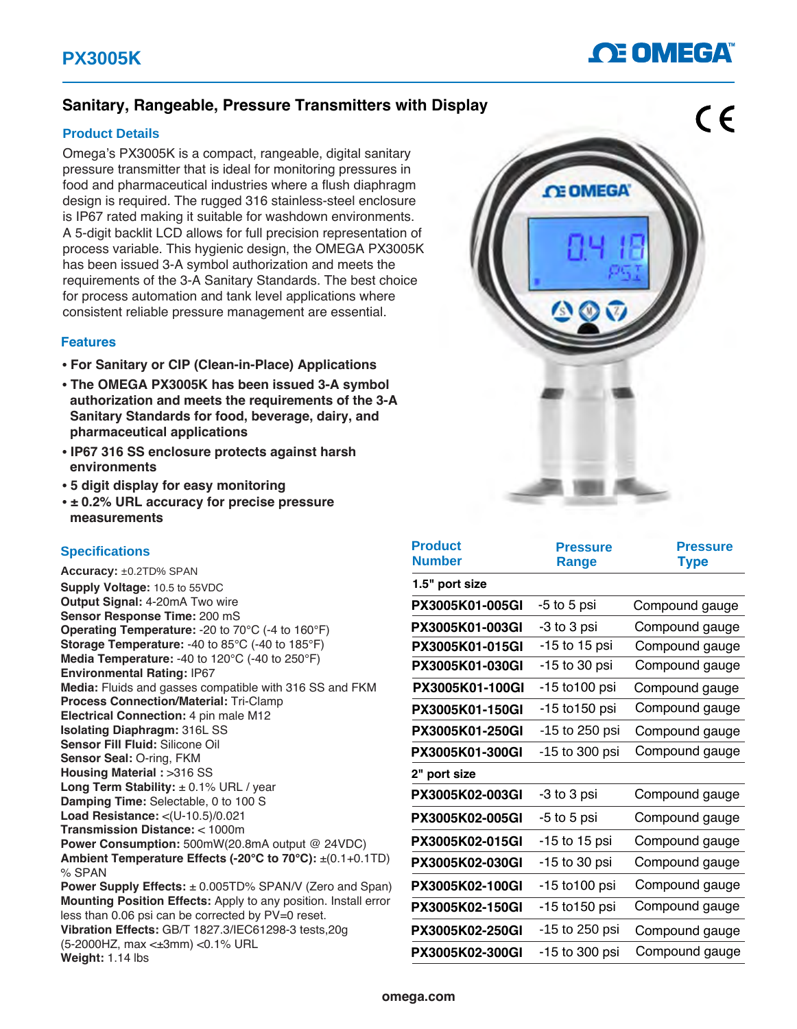# PX3005K

## Sanitary, Rangeable, Pressure Transmitters with Display

### Product Details

Omega's PX3005K is a compact, rangeable, digital sanitary pressure transmitter that is ideal for monitoring pressures in food and pharmaceutical industries where a flush diaphragm design is required. The rugged 316 stainless-steel enclosure is IP67 rated making it suitable for washdown environments. A 5-digit backlit LCD allows for full precision representation of process variable. This hygienic design, the OMEGA PX3005K has been issued 3-A symbol authorization and meets the requirements of the 3-A Sanitary Standards. The best choice for process automation and tank level applications where consistent reliable pressure management are essential.

### Features

- **For Sanitary or CIP (Clean-in-Place) Applications**
- **The OMEGA PX3005K has been issued 3-A symbol authorization and meets the requirements of the 3-A Sanitary Standards for food, beverage, dairy, and pharmaceutical applications**
- **IP67 316 SS enclosure protects against harsh environments**
- **5 digit display for easy monitoring**
- **± 0.2% URL accuracy for precise pressure measurements**

### Specifications

**Accuracy:** ±0.2TD% SPAN
**Supply Voltage:** 10.5 to 55VDC
**Output Signal:** 4-20mA Two wire
**Sensor Response Time:** 200 mS
**Operating Temperature:** -20 to 70°C (-4 to 160°F)
**Storage Temperature:** -40 to 85°C (-40 to 185°F)
**Media Temperature:** -40 to 120°C (-40 to 250°F)
**Environmental Rating:** IP67
**Media:** Fluids and gasses compatible with 316 SS and FKM
**Process Connection/Material:** Tri-Clamp
**Electrical Connection:** 4 pin male M12
**Isolating Diaphragm:** 316L SS
**Sensor Fill Fluid:** Silicone Oil
**Sensor Seal:** O-ring, FKM
**Housing Material :** >316 SS
**Long Term Stability:** ± 0.1% URL / year
**Damping Time:** Selectable, 0 to 100 S
**Load Resistance:** <(U-10.5)/0.021
**Transmission Distance:** < 1000m
**Power Consumption:** 500mW(20.8mA output @ 24VDC)
**Ambient Temperature Effects (-20°C to 70°C):** ±(0.1+0.1TD) % SPAN
**Power Supply Effects:** ± 0.005TD% SPAN/V (Zero and Span)
**Mounting Position Effects:** Apply to any position. Install error less than 0.06 psi can be corrected by PV=0 reset.
**Vibration Effects:** GB/T 1827.3/IEC61298-3 tests,20g (5-2000HZ, max <±3mm) <0.1% URL
**Weight:** 1.14 lbs

| Product Number | Pressure Range | Pressure Type |
|---|---|---|
| **1.5" port size** | | |
| **PX3005K01-005GI** | -5 to 5 psi | Compound gauge |
| **PX3005K01-003GI** | -3 to 3 psi | Compound gauge |
| **PX3005K01-015GI** | -15 to 15 psi | Compound gauge |
| **PX3005K01-030GI** | -15 to 30 psi | Compound gauge |
| **PX3005K01-100GI** | -15 to100 psi | Compound gauge |
| **PX3005K01-150GI** | -15 to150 psi | Compound gauge |
| **PX3005K01-250GI** | -15 to 250 psi | Compound gauge |
| **PX3005K01-300GI** | -15 to 300 psi | Compound gauge |
| **2" port size** | | |
| **PX3005K02-003GI** | -3 to 3 psi | Compound gauge |
| **PX3005K02-005GI** | -5 to 5 psi | Compound gauge |
| **PX3005K02-015GI** | -15 to 15 psi | Compound gauge |
| **PX3005K02-030GI** | -15 to 30 psi | Compound gauge |
| **PX3005K02-100GI** | -15 to100 psi | Compound gauge |
| **PX3005K02-150GI** | -15 to150 psi | Compound gauge |
| **PX3005K02-250GI** | -15 to 250 psi | Compound gauge |
| **PX3005K02-300GI** | -15 to 300 psi | Compound gauge |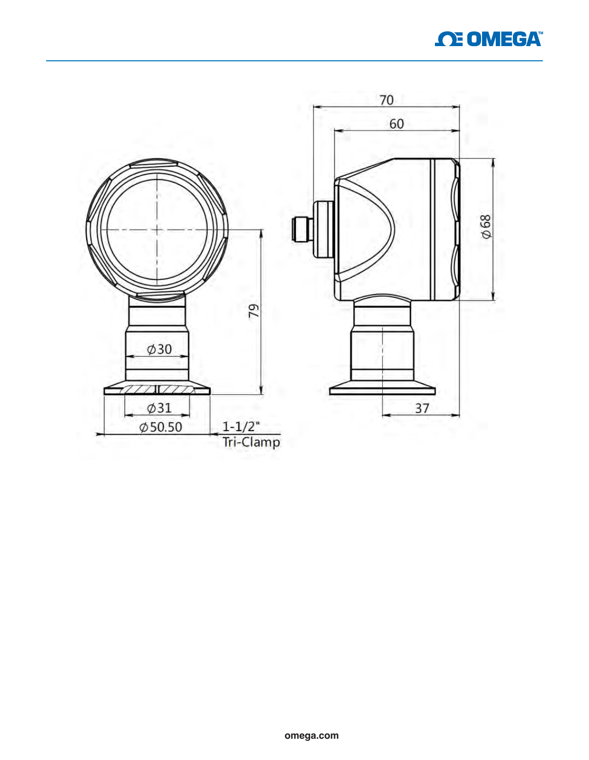70

60

Ø68

79

Ø30

Ø31

Ø50.50

1-1/2"
Tri-Clamp

37